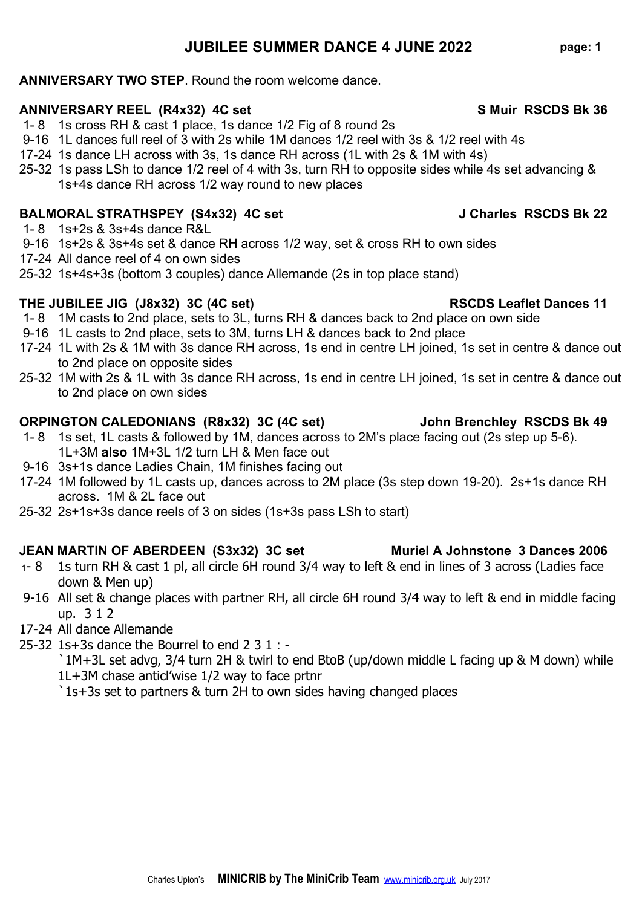# JUBILEE SUMMER DANCE 4 JUNE 2022

**ANNIVERSARY TWO STEP**. Round the room welcome dance.

**ANNIVERSARY REEL (R4x32) 4C set** **S Muir RSCDS Bk 36**

1- 8 1s cross RH & cast 1 place, 1s dance 1/2 Fig of 8 round 2s
9-16 1L dances full reel of 3 with 2s while 1M dances 1/2 reel with 3s & 1/2 reel with 4s
17-24 1s dance LH across with 3s, 1s dance RH across (1L with 2s & 1M with 4s)
25-32 1s pass LSh to dance 1/2 reel of 4 with 3s, turn RH to opposite sides while 4s set advancing & 1s+4s dance RH across 1/2 way round to new places

**BALMORAL STRATHSPEY (S4x32) 4C set** **J Charles RSCDS Bk 22**

1- 8 1s+2s & 3s+4s dance R&L
9-16 1s+2s & 3s+4s set & dance RH across 1/2 way, set & cross RH to own sides
17-24 All dance reel of 4 on own sides
25-32 1s+4s+3s (bottom 3 couples) dance Allemande (2s in top place stand)

**THE JUBILEE JIG (J8x32) 3C (4C set)** **RSCDS Leaflet Dances 11**

1- 8 1M casts to 2nd place, sets to 3L, turns RH & dances back to 2nd place on own side
9-16 1L casts to 2nd place, sets to 3M, turns LH & dances back to 2nd place
17-24 1L with 2s & 1M with 3s dance RH across, 1s end in centre LH joined, 1s set in centre & dance out to 2nd place on opposite sides
25-32 1M with 2s & 1L with 3s dance RH across, 1s end in centre LH joined, 1s set in centre & dance out to 2nd place on own sides

**ORPINGTON CALEDONIANS (R8x32) 3C (4C set)** **John Brenchley RSCDS Bk 49**

1- 8 1s set, 1L casts & followed by 1M, dances across to 2M's place facing out (2s step up 5-6). 1L+3M **also** 1M+3L 1/2 turn LH & Men face out
9-16 3s+1s dance Ladies Chain, 1M finishes facing out
17-24 1M followed by 1L casts up, dances across to 2M place (3s step down 19-20). 2s+1s dance RH across. 1M & 2L face out
25-32 2s+1s+3s dance reels of 3 on sides (1s+3s pass LSh to start)

**JEAN MARTIN OF ABERDEEN (S3x32) 3C set** **Muriel A Johnstone 3 Dances 2006**

1- 8 1s turn RH & cast 1 pl, all circle 6H round 3/4 way to left & end in lines of 3 across (Ladies face down & Men up)
9-16 All set & change places with partner RH, all circle 6H round 3/4 way to left & end in middle facing up. 3 1 2
17-24 All dance Allemande
25-32 1s+3s dance the Bourrel to end 2 3 1 : -
`1M+3L set advg, 3/4 turn 2H & twirl to end BtoB (up/down middle L facing up & M down) while 1L+3M chase anticl'wise 1/2 way to face prtnr
`1s+3s set to partners & turn 2H to own sides having changed places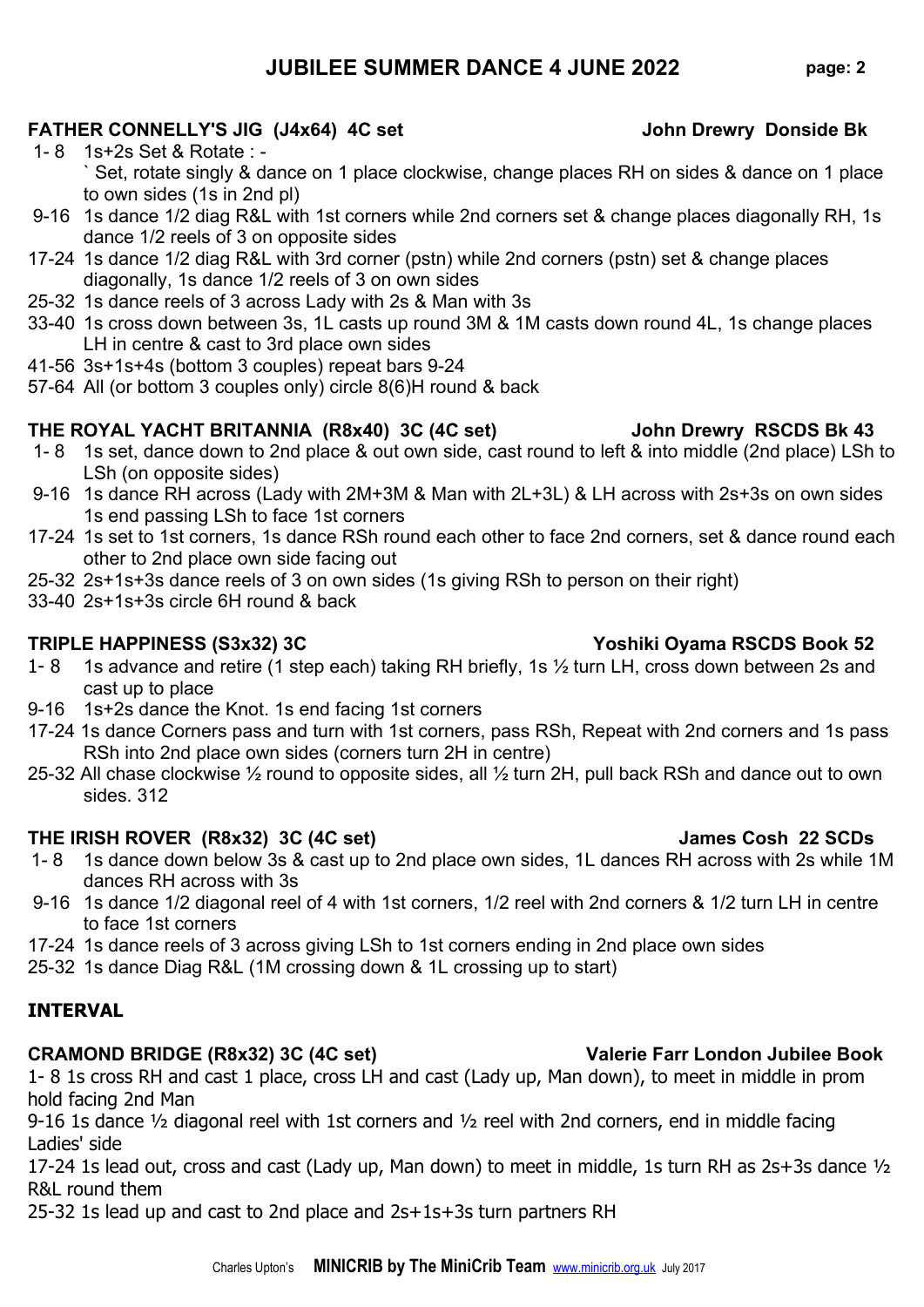# JUBILEE SUMMER DANCE 4 JUNE 2022

**FATHER CONNELLY'S JIG (J4x64) 4C set** **John Drewry Donside Bk**

1- 8 1s+2s Set & Rotate : -
` Set, rotate singly & dance on 1 place clockwise, change places RH on sides & dance on 1 place to own sides (1s in 2nd pl)
9-16 1s dance 1/2 diag R&L with 1st corners while 2nd corners set & change places diagonally RH, 1s dance 1/2 reels of 3 on opposite sides
17-24 1s dance 1/2 diag R&L with 3rd corner (pstn) while 2nd corners (pstn) set & change places diagonally, 1s dance 1/2 reels of 3 on own sides
25-32 1s dance reels of 3 across Lady with 2s & Man with 3s
33-40 1s cross down between 3s, 1L casts up round 3M & 1M casts down round 4L, 1s change places LH in centre & cast to 3rd place own sides
41-56 3s+1s+4s (bottom 3 couples) repeat bars 9-24
57-64 All (or bottom 3 couples only) circle 8(6)H round & back

**THE ROYAL YACHT BRITANNIA (R8x40) 3C (4C set)** **John Drewry RSCDS Bk 43**

1- 8 1s set, dance down to 2nd place & out own side, cast round to left & into middle (2nd place) LSh to LSh (on opposite sides)
9-16 1s dance RH across (Lady with 2M+3M & Man with 2L+3L) & LH across with 2s+3s on own sides 1s end passing LSh to face 1st corners
17-24 1s set to 1st corners, 1s dance RSh round each other to face 2nd corners, set & dance round each other to 2nd place own side facing out
25-32 2s+1s+3s dance reels of 3 on own sides (1s giving RSh to person on their right)
33-40 2s+1s+3s circle 6H round & back

**TRIPLE HAPPINESS (S3x32) 3C** **Yoshiki Oyama RSCDS Book 52**

1- 8 1s advance and retire (1 step each) taking RH briefly, 1s ½ turn LH, cross down between 2s and cast up to place
9-16 1s+2s dance the Knot. 1s end facing 1st corners
17-24 1s dance Corners pass and turn with 1st corners, pass RSh, Repeat with 2nd corners and 1s pass RSh into 2nd place own sides (corners turn 2H in centre)
25-32 All chase clockwise ½ round to opposite sides, all ½ turn 2H, pull back RSh and dance out to own sides. 312

**THE IRISH ROVER (R8x32) 3C (4C set)** **James Cosh 22 SCDs**

1- 8 1s dance down below 3s & cast up to 2nd place own sides, 1L dances RH across with 2s while 1M dances RH across with 3s
9-16 1s dance 1/2 diagonal reel of 4 with 1st corners, 1/2 reel with 2nd corners & 1/2 turn LH in centre to face 1st corners
17-24 1s dance reels of 3 across giving LSh to 1st corners ending in 2nd place own sides
25-32 1s dance Diag R&L (1M crossing down & 1L crossing up to start)

**INTERVAL**

**CRAMOND BRIDGE (R8x32) 3C (4C set)** **Valerie Farr London Jubilee Book**

1- 8 1s cross RH and cast 1 place, cross LH and cast (Lady up, Man down), to meet in middle in prom hold facing 2nd Man
9-16 1s dance ½ diagonal reel with 1st corners and ½ reel with 2nd corners, end in middle facing Ladies' side
17-24 1s lead out, cross and cast (Lady up, Man down) to meet in middle, 1s turn RH as 2s+3s dance ½ R&L round them
25-32 1s lead up and cast to 2nd place and 2s+1s+3s turn partners RH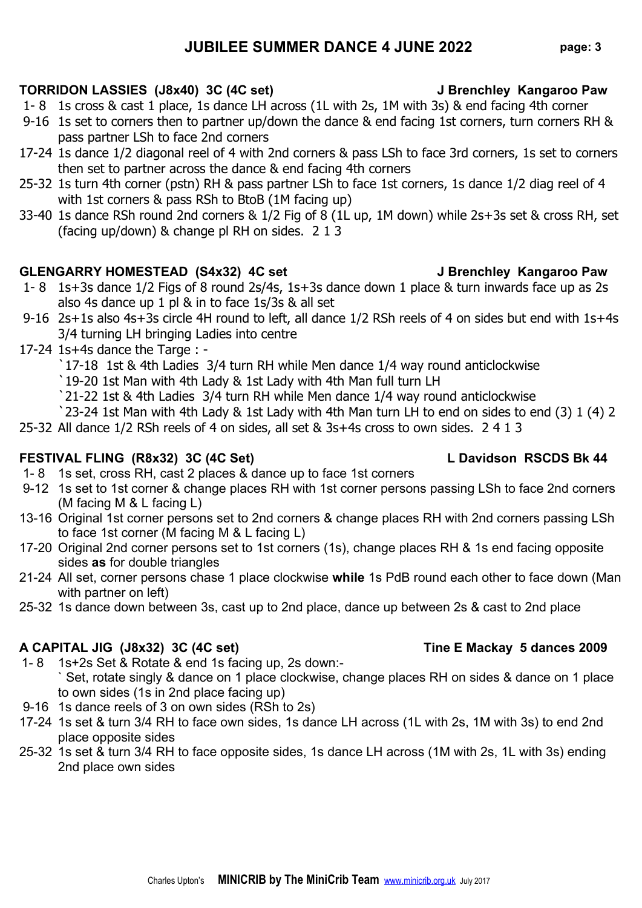# JUBILEE SUMMER DANCE 4 JUNE 2022

**TORRIDON LASSIES (J8x40) 3C (4C set)** **J Brenchley Kangaroo Paw**

- 1- 8 1s cross & cast 1 place, 1s dance LH across (1L with 2s, 1M with 3s) & end facing 4th corner
- 9-16 1s set to corners then to partner up/down the dance & end facing 1st corners, turn corners RH & pass partner LSh to face 2nd corners
- 17-24 1s dance 1/2 diagonal reel of 4 with 2nd corners & pass LSh to face 3rd corners, 1s set to corners then set to partner across the dance & end facing 4th corners
- 25-32 1s turn 4th corner (pstn) RH & pass partner LSh to face 1st corners, 1s dance 1/2 diag reel of 4 with 1st corners & pass RSh to BtoB (1M facing up)
- 33-40 1s dance RSh round 2nd corners & 1/2 Fig of 8 (1L up, 1M down) while 2s+3s set & cross RH, set (facing up/down) & change pl RH on sides. 2 1 3

**GLENGARRY HOMESTEAD (S4x32) 4C set** **J Brenchley Kangaroo Paw**

- 1- 8 1s+3s dance 1/2 Figs of 8 round 2s/4s, 1s+3s dance down 1 place & turn inwards face up as 2s also 4s dance up 1 pl & in to face 1s/3s & all set
- 9-16 2s+1s also 4s+3s circle 4H round to left, all dance 1/2 RSh reels of 4 on sides but end with 1s+4s 3/4 turning LH bringing Ladies into centre
- 17-24 1s+4s dance the Targe : -
  - `17-18 1st & 4th Ladies 3/4 turn RH while Men dance 1/4 way round anticlockwise
  - `19-20 1st Man with 4th Lady & 1st Lady with 4th Man full turn LH
  - `21-22 1st & 4th Ladies 3/4 turn RH while Men dance 1/4 way round anticlockwise
  - `23-24 1st Man with 4th Lady & 1st Lady with 4th Man turn LH to end on sides to end (3) 1 (4) 2
- 25-32 All dance 1/2 RSh reels of 4 on sides, all set & 3s+4s cross to own sides. 2 4 1 3

**FESTIVAL FLING (R8x32) 3C (4C Set)** **L Davidson RSCDS Bk 44**

- 1- 8 1s set, cross RH, cast 2 places & dance up to face 1st corners
- 9-12 1s set to 1st corner & change places RH with 1st corner persons passing LSh to face 2nd corners (M facing M & L facing L)
- 13-16 Original 1st corner persons set to 2nd corners & change places RH with 2nd corners passing LSh to face 1st corner (M facing M & L facing L)
- 17-20 Original 2nd corner persons set to 1st corners (1s), change places RH & 1s end facing opposite sides **as** for double triangles
- 21-24 All set, corner persons chase 1 place clockwise **while** 1s PdB round each other to face down (Man with partner on left)
- 25-32 1s dance down between 3s, cast up to 2nd place, dance up between 2s & cast to 2nd place

**A CAPITAL JIG (J8x32) 3C (4C set)** **Tine E Mackay 5 dances 2009**

- 1- 8 1s+2s Set & Rotate & end 1s facing up, 2s down:-
  ` Set, rotate singly & dance on 1 place clockwise, change places RH on sides & dance on 1 place to own sides (1s in 2nd place facing up)
- 9-16 1s dance reels of 3 on own sides (RSh to 2s)
- 17-24 1s set & turn 3/4 RH to face own sides, 1s dance LH across (1L with 2s, 1M with 3s) to end 2nd place opposite sides
- 25-32 1s set & turn 3/4 RH to face opposite sides, 1s dance LH across (1M with 2s, 1L with 3s) ending 2nd place own sides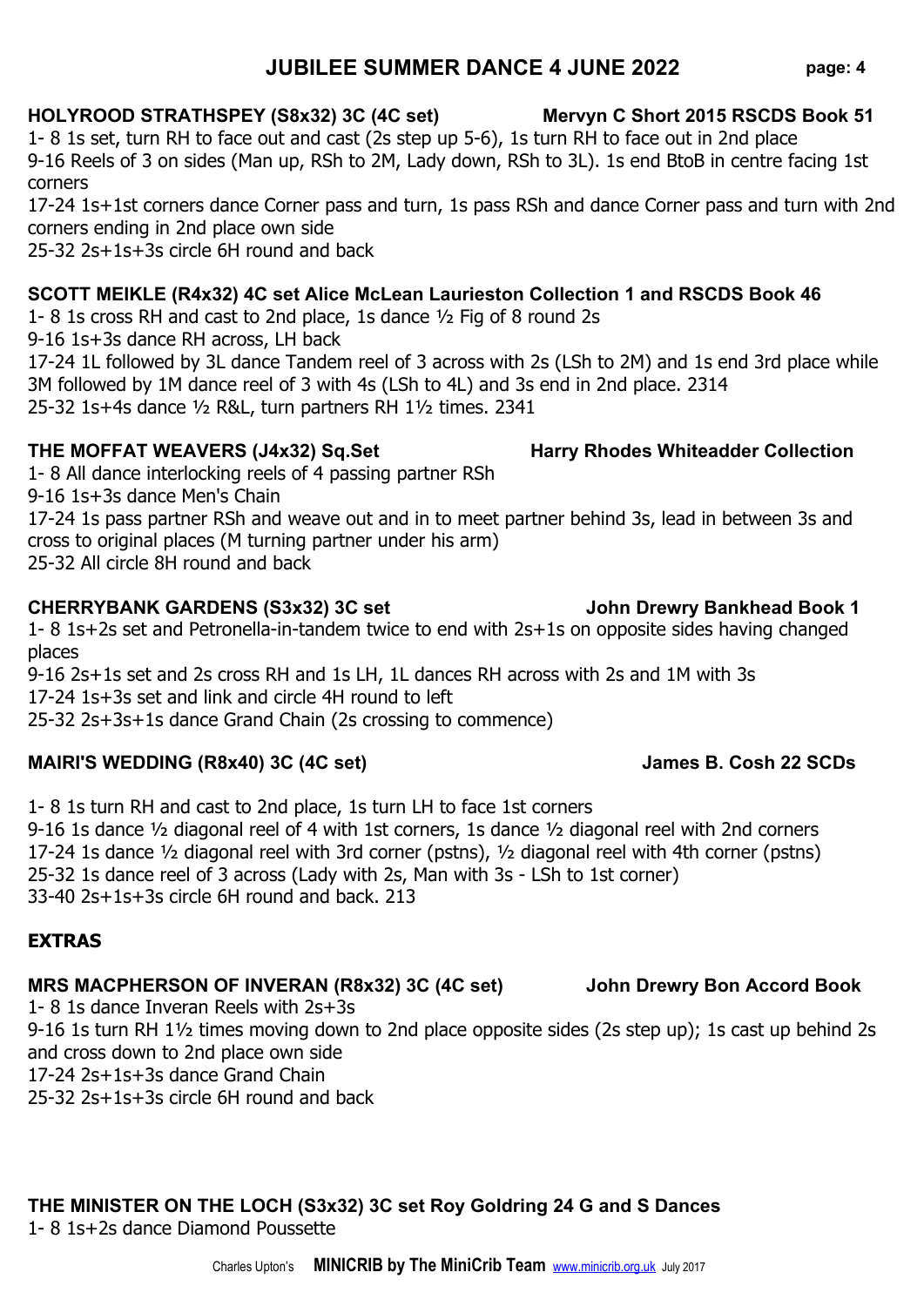## JUBILEE SUMMER DANCE 4 JUNE 2022

### HOLYROOD STRATHSPEY (S8x32) 3C (4C set) Mervyn C Short 2015 RSCDS Book 51

1- 8 1s set, turn RH to face out and cast (2s step up 5-6), 1s turn RH to face out in 2nd place
9-16 Reels of 3 on sides (Man up, RSh to 2M, Lady down, RSh to 3L). 1s end BtoB in centre facing 1st corners
17-24 1s+1st corners dance Corner pass and turn, 1s pass RSh and dance Corner pass and turn with 2nd corners ending in 2nd place own side
25-32 2s+1s+3s circle 6H round and back

### SCOTT MEIKLE (R4x32) 4C set Alice McLean Laurieston Collection 1 and RSCDS Book 46

1- 8 1s cross RH and cast to 2nd place, 1s dance ½ Fig of 8 round 2s
9-16 1s+3s dance RH across, LH back
17-24 1L followed by 3L dance Tandem reel of 3 across with 2s (LSh to 2M) and 1s end 3rd place while 3M followed by 1M dance reel of 3 with 4s (LSh to 4L) and 3s end in 2nd place. 2314
25-32 1s+4s dance ½ R&L, turn partners RH 1½ times. 2341

### THE MOFFAT WEAVERS (J4x32) Sq.Set Harry Rhodes Whiteadder Collection

1- 8 All dance interlocking reels of 4 passing partner RSh
9-16 1s+3s dance Men's Chain
17-24 1s pass partner RSh and weave out and in to meet partner behind 3s, lead in between 3s and cross to original places (M turning partner under his arm)
25-32 All circle 8H round and back

### CHERRYBANK GARDENS (S3x32) 3C set John Drewry Bankhead Book 1

1- 8 1s+2s set and Petronella-in-tandem twice to end with 2s+1s on opposite sides having changed places
9-16 2s+1s set and 2s cross RH and 1s LH, 1L dances RH across with 2s and 1M with 3s
17-24 1s+3s set and link and circle 4H round to left
25-32 2s+3s+1s dance Grand Chain (2s crossing to commence)

### MAIRI'S WEDDING (R8x40) 3C (4C set) James B. Cosh 22 SCDs

1- 8 1s turn RH and cast to 2nd place, 1s turn LH to face 1st corners
9-16 1s dance ½ diagonal reel of 4 with 1st corners, 1s dance ½ diagonal reel with 2nd corners
17-24 1s dance ½ diagonal reel with 3rd corner (pstns), ½ diagonal reel with 4th corner (pstns)
25-32 1s dance reel of 3 across (Lady with 2s, Man with 3s - LSh to 1st corner)
33-40 2s+1s+3s circle 6H round and back. 213

## EXTRAS

### MRS MACPHERSON OF INVERAN (R8x32) 3C (4C set) John Drewry Bon Accord Book

1- 8 1s dance Inveran Reels with 2s+3s
9-16 1s turn RH 1½ times moving down to 2nd place opposite sides (2s step up); 1s cast up behind 2s and cross down to 2nd place own side
17-24 2s+1s+3s dance Grand Chain
25-32 2s+1s+3s circle 6H round and back

### THE MINISTER ON THE LOCH (S3x32) 3C set Roy Goldring 24 G and S Dances

1- 8 1s+2s dance Diamond Poussette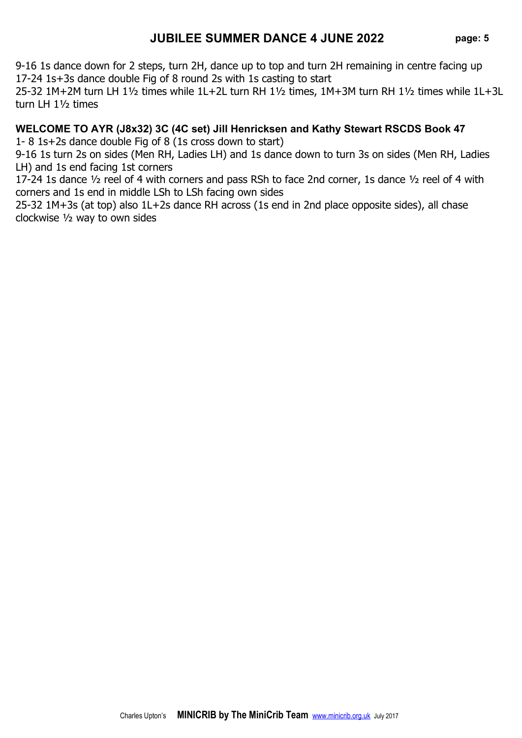9-16 1s dance down for 2 steps, turn 2H, dance up to top and turn 2H remaining in centre facing up
17-24 1s+3s dance double Fig of 8 round 2s with 1s casting to start
25-32 1M+2M turn LH 1½ times while 1L+2L turn RH 1½ times, 1M+3M turn RH 1½ times while 1L+3L turn LH 1½ times

**WELCOME TO AYR (J8x32) 3C (4C set) Jill Henricksen and Kathy Stewart RSCDS Book 47**

1- 8 1s+2s dance double Fig of 8 (1s cross down to start)
9-16 1s turn 2s on sides (Men RH, Ladies LH) and 1s dance down to turn 3s on sides (Men RH, Ladies LH) and 1s end facing 1st corners
17-24 1s dance ½ reel of 4 with corners and pass RSh to face 2nd corner, 1s dance ½ reel of 4 with corners and 1s end in middle LSh to LSh facing own sides
25-32 1M+3s (at top) also 1L+2s dance RH across (1s end in 2nd place opposite sides), all chase clockwise ½ way to own sides